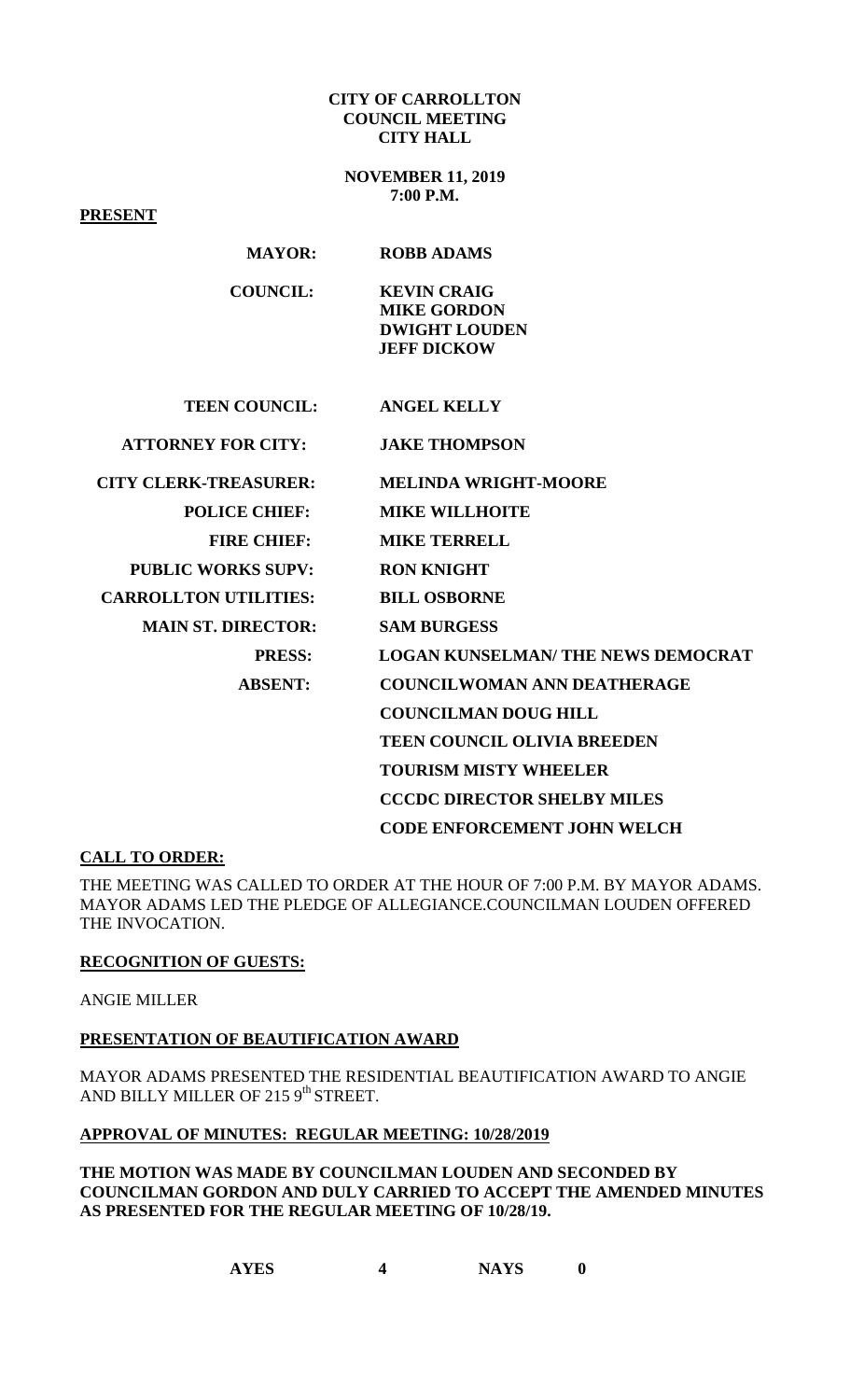**CITY OF CARROLLTON**
**COUNCIL MEETING**
**CITY HALL**

**NOVEMBER 11, 2019**
**7:00 P.M.**

**PRESENT**

| | |
|---|---|
| **MAYOR:** | **ROBB ADAMS** |
| **COUNCIL:** | **KEVIN CRAIG** |
| | **MIKE GORDON** |
| | **DWIGHT LOUDEN** |
| | **JEFF DICKOW** |
| **TEEN COUNCIL:** | **ANGEL KELLY** |
| **ATTORNEY FOR CITY:** | **JAKE THOMPSON** |
| **CITY CLERK-TREASURER:** | **MELINDA WRIGHT-MOORE** |
| **POLICE CHIEF:** | **MIKE WILLHOITE** |
| **FIRE CHIEF:** | **MIKE TERRELL** |
| **PUBLIC WORKS SUPV:** | **RON KNIGHT** |
| **CARROLLTON UTILITIES:** | **BILL OSBORNE** |
| **MAIN ST. DIRECTOR:** | **SAM BURGESS** |
| **PRESS:** | **LOGAN KUNSELMAN/ THE NEWS DEMOCRAT** |
| **ABSENT:** | **COUNCILWOMAN ANN DEATHERAGE** |
| | **COUNCILMAN DOUG HILL** |
| | **TEEN COUNCIL OLIVIA BREEDEN** |
| | **TOURISM MISTY WHEELER** |
| | **CCCDC DIRECTOR SHELBY MILES** |
| | **CODE ENFORCEMENT JOHN WELCH** |

**CALL TO ORDER:**

THE MEETING WAS CALLED TO ORDER AT THE HOUR OF 7:00 P.M. BY MAYOR ADAMS. MAYOR ADAMS LED THE PLEDGE OF ALLEGIANCE.COUNCILMAN LOUDEN OFFERED THE INVOCATION.

**RECOGNITION OF GUESTS:**

ANGIE MILLER

**PRESENTATION OF BEAUTIFICATION AWARD**

MAYOR ADAMS PRESENTED THE RESIDENTIAL BEAUTIFICATION AWARD TO ANGIE AND BILLY MILLER OF 215 9th STREET.

**APPROVAL OF MINUTES: REGULAR MEETING: 10/28/2019**

**THE MOTION WAS MADE BY COUNCILMAN LOUDEN AND SECONDED BY COUNCILMAN GORDON AND DULY CARRIED TO ACCEPT THE AMENDED MINUTES AS PRESENTED FOR THE REGULAR MEETING OF 10/28/19.**

**AYES 4 NAYS 0**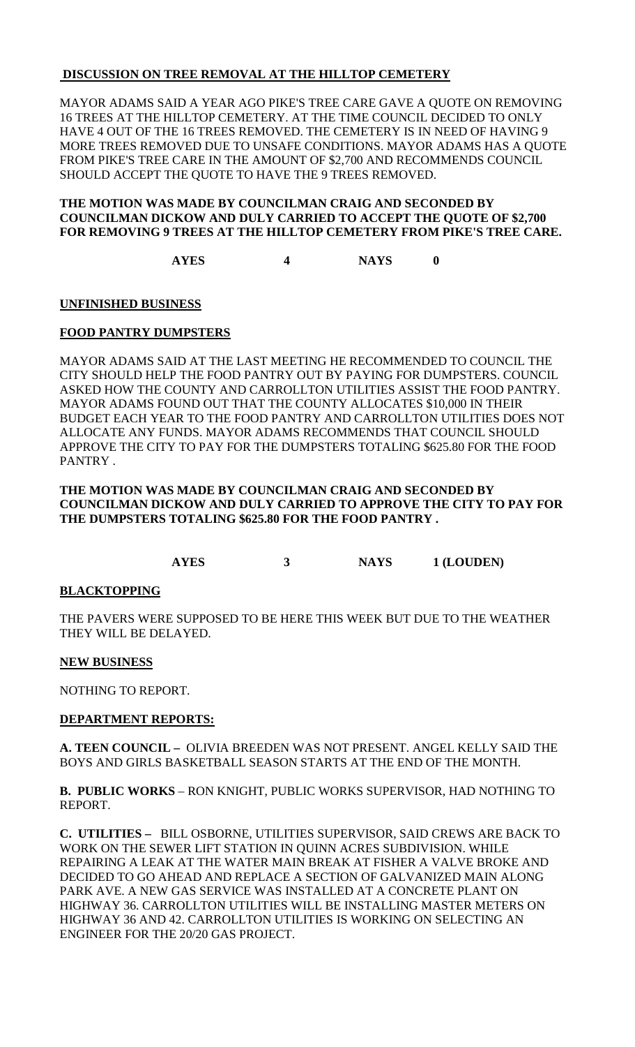**DISCUSSION ON TREE REMOVAL AT THE HILLTOP CEMETERY**

MAYOR ADAMS SAID A YEAR AGO PIKE'S TREE CARE GAVE A QUOTE ON REMOVING 16 TREES AT THE HILLTOP CEMETERY. AT THE TIME COUNCIL DECIDED TO ONLY HAVE 4 OUT OF THE 16 TREES REMOVED. THE CEMETERY IS IN NEED OF HAVING 9 MORE TREES REMOVED DUE TO UNSAFE CONDITIONS. MAYOR ADAMS HAS A QUOTE FROM PIKE'S TREE CARE IN THE AMOUNT OF $2,700 AND RECOMMENDS COUNCIL SHOULD ACCEPT THE QUOTE TO HAVE THE 9 TREES REMOVED.

**THE MOTION WAS MADE BY COUNCILMAN CRAIG AND SECONDED BY COUNCILMAN DICKOW AND DULY CARRIED TO ACCEPT THE QUOTE OF $2,700 FOR REMOVING 9 TREES AT THE HILLTOP CEMETERY FROM PIKE'S TREE CARE.**

**AYES 4 NAYS 0**

**UNFINISHED BUSINESS**

**FOOD PANTRY DUMPSTERS**

MAYOR ADAMS SAID AT THE LAST MEETING HE RECOMMENDED TO COUNCIL THE CITY SHOULD HELP THE FOOD PANTRY OUT BY PAYING FOR DUMPSTERS. COUNCIL ASKED HOW THE COUNTY AND CARROLLTON UTILITIES ASSIST THE FOOD PANTRY. MAYOR ADAMS FOUND OUT THAT THE COUNTY ALLOCATES $10,000 IN THEIR BUDGET EACH YEAR TO THE FOOD PANTRY AND CARROLLTON UTILITIES DOES NOT ALLOCATE ANY FUNDS. MAYOR ADAMS RECOMMENDS THAT COUNCIL SHOULD APPROVE THE CITY TO PAY FOR THE DUMPSTERS TOTALING $625.80 FOR THE FOOD PANTRY .

**THE MOTION WAS MADE BY COUNCILMAN CRAIG AND SECONDED BY COUNCILMAN DICKOW AND DULY CARRIED TO APPROVE THE CITY TO PAY FOR THE DUMPSTERS TOTALING $625.80 FOR THE FOOD PANTRY .**

**AYES 3 NAYS 1 (LOUDEN)**

**BLACKTOPPING**

THE PAVERS WERE SUPPOSED TO BE HERE THIS WEEK BUT DUE TO THE WEATHER THEY WILL BE DELAYED.

**NEW BUSINESS**

NOTHING TO REPORT.

**DEPARTMENT REPORTS:**

**A. TEEN COUNCIL –** OLIVIA BREEDEN WAS NOT PRESENT. ANGEL KELLY SAID THE BOYS AND GIRLS BASKETBALL SEASON STARTS AT THE END OF THE MONTH.

**B. PUBLIC WORKS** – RON KNIGHT, PUBLIC WORKS SUPERVISOR, HAD NOTHING TO REPORT.

**C. UTILITIES –** BILL OSBORNE, UTILITIES SUPERVISOR, SAID CREWS ARE BACK TO WORK ON THE SEWER LIFT STATION IN QUINN ACRES SUBDIVISION. WHILE REPAIRING A LEAK AT THE WATER MAIN BREAK AT FISHER A VALVE BROKE AND DECIDED TO GO AHEAD AND REPLACE A SECTION OF GALVANIZED MAIN ALONG PARK AVE. A NEW GAS SERVICE WAS INSTALLED AT A CONCRETE PLANT ON HIGHWAY 36. CARROLLTON UTILITIES WILL BE INSTALLING MASTER METERS ON HIGHWAY 36 AND 42. CARROLLTON UTILITIES IS WORKING ON SELECTING AN ENGINEER FOR THE 20/20 GAS PROJECT.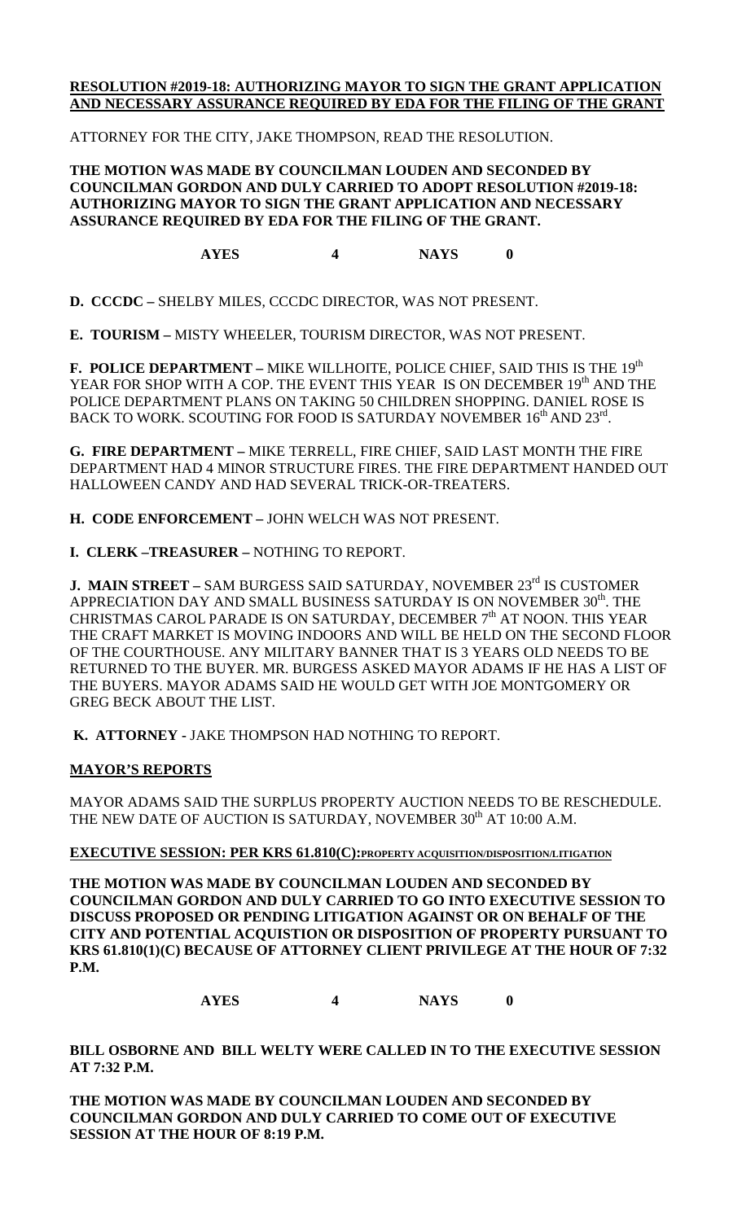**RESOLUTION #2019-18: AUTHORIZING MAYOR TO SIGN THE GRANT APPLICATION AND NECESSARY ASSURANCE REQUIRED BY EDA FOR THE FILING OF THE GRANT**

ATTORNEY FOR THE CITY, JAKE THOMPSON, READ THE RESOLUTION.

**THE MOTION WAS MADE BY COUNCILMAN LOUDEN AND SECONDED BY COUNCILMAN GORDON AND DULY CARRIED TO ADOPT RESOLUTION #2019-18: AUTHORIZING MAYOR TO SIGN THE GRANT APPLICATION AND NECESSARY ASSURANCE REQUIRED BY EDA FOR THE FILING OF THE GRANT.**

**AYES 4 NAYS 0**

**D. CCCDC –** SHELBY MILES, CCCDC DIRECTOR, WAS NOT PRESENT.

**E. TOURISM –** MISTY WHEELER, TOURISM DIRECTOR, WAS NOT PRESENT.

**F. POLICE DEPARTMENT –** MIKE WILLHOITE, POLICE CHIEF, SAID THIS IS THE 19th YEAR FOR SHOP WITH A COP. THE EVENT THIS YEAR IS ON DECEMBER 19th AND THE POLICE DEPARTMENT PLANS ON TAKING 50 CHILDREN SHOPPING. DANIEL ROSE IS BACK TO WORK. SCOUTING FOR FOOD IS SATURDAY NOVEMBER 16th AND 23rd.

**G. FIRE DEPARTMENT –** MIKE TERRELL, FIRE CHIEF, SAID LAST MONTH THE FIRE DEPARTMENT HAD 4 MINOR STRUCTURE FIRES. THE FIRE DEPARTMENT HANDED OUT HALLOWEEN CANDY AND HAD SEVERAL TRICK-OR-TREATERS.

**H. CODE ENFORCEMENT –** JOHN WELCH WAS NOT PRESENT.

**I. CLERK –TREASURER –** NOTHING TO REPORT.

**J. MAIN STREET –** SAM BURGESS SAID SATURDAY, NOVEMBER 23rd IS CUSTOMER APPRECIATION DAY AND SMALL BUSINESS SATURDAY IS ON NOVEMBER 30th. THE CHRISTMAS CAROL PARADE IS ON SATURDAY, DECEMBER 7th AT NOON. THIS YEAR THE CRAFT MARKET IS MOVING INDOORS AND WILL BE HELD ON THE SECOND FLOOR OF THE COURTHOUSE. ANY MILITARY BANNER THAT IS 3 YEARS OLD NEEDS TO BE RETURNED TO THE BUYER. MR. BURGESS ASKED MAYOR ADAMS IF HE HAS A LIST OF THE BUYERS. MAYOR ADAMS SAID HE WOULD GET WITH JOE MONTGOMERY OR GREG BECK ABOUT THE LIST.

**K. ATTORNEY -** JAKE THOMPSON HAD NOTHING TO REPORT.

**MAYOR'S REPORTS**

MAYOR ADAMS SAID THE SURPLUS PROPERTY AUCTION NEEDS TO BE RESCHEDULE. THE NEW DATE OF AUCTION IS SATURDAY, NOVEMBER 30th AT 10:00 A.M.

**EXECUTIVE SESSION: PER KRS 61.810(C):PROPERTY ACQUISITION/DISPOSITION/LITIGATION**

**THE MOTION WAS MADE BY COUNCILMAN LOUDEN AND SECONDED BY COUNCILMAN GORDON AND DULY CARRIED TO GO INTO EXECUTIVE SESSION TO DISCUSS PROPOSED OR PENDING LITIGATION AGAINST OR ON BEHALF OF THE CITY AND POTENTIAL ACQUISTION OR DISPOSITION OF PROPERTY PURSUANT TO KRS 61.810(1)(C) BECAUSE OF ATTORNEY CLIENT PRIVILEGE AT THE HOUR OF 7:32 P.M.**

**AYES 4 NAYS 0**

**BILL OSBORNE AND BILL WELTY WERE CALLED IN TO THE EXECUTIVE SESSION AT 7:32 P.M.**

**THE MOTION WAS MADE BY COUNCILMAN LOUDEN AND SECONDED BY COUNCILMAN GORDON AND DULY CARRIED TO COME OUT OF EXECUTIVE SESSION AT THE HOUR OF 8:19 P.M.**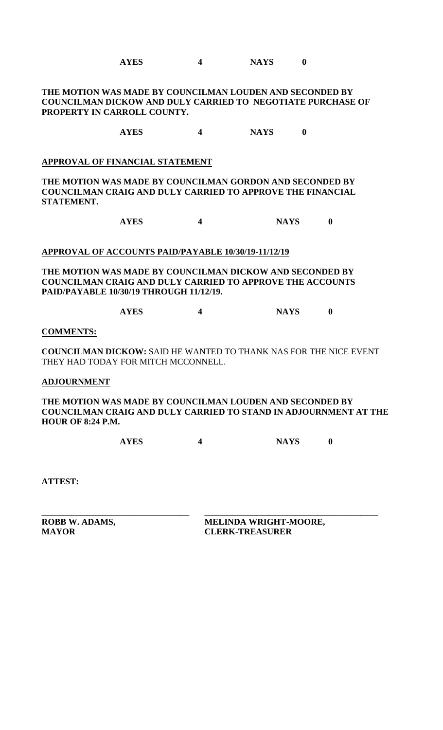**AYES 4 NAYS 0**

**THE MOTION WAS MADE BY COUNCILMAN LOUDEN AND SECONDED BY COUNCILMAN DICKOW AND DULY CARRIED TO NEGOTIATE PURCHASE OF PROPERTY IN CARROLL COUNTY.**

**AYES 4 NAYS 0**

**APPROVAL OF FINANCIAL STATEMENT**

**THE MOTION WAS MADE BY COUNCILMAN GORDON AND SECONDED BY COUNCILMAN CRAIG AND DULY CARRIED TO APPROVE THE FINANCIAL STATEMENT.**

**AYES 4 NAYS 0**

**APPROVAL OF ACCOUNTS PAID/PAYABLE 10/30/19-11/12/19**

**THE MOTION WAS MADE BY COUNCILMAN DICKOW AND SECONDED BY COUNCILMAN CRAIG AND DULY CARRIED TO APPROVE THE ACCOUNTS PAID/PAYABLE 10/30/19 THROUGH 11/12/19.**

**AYES 4 NAYS 0**

**COMMENTS:**

**COUNCILMAN DICKOW:** SAID HE WANTED TO THANK NAS FOR THE NICE EVENT THEY HAD TODAY FOR MITCH MCCONNELL.

**ADJOURNMENT**

**THE MOTION WAS MADE BY COUNCILMAN LOUDEN AND SECONDED BY COUNCILMAN CRAIG AND DULY CARRIED TO STAND IN ADJOURNMENT AT THE HOUR OF 8:24 P.M.**

**AYES 4 NAYS 0**

**ATTEST:**

| | |
|---|---|
| ________________________________ | ________________________________ |
| **ROBB W. ADAMS,** | **MELINDA WRIGHT-MOORE,** |
| **MAYOR** | **CLERK-TREASURER** |